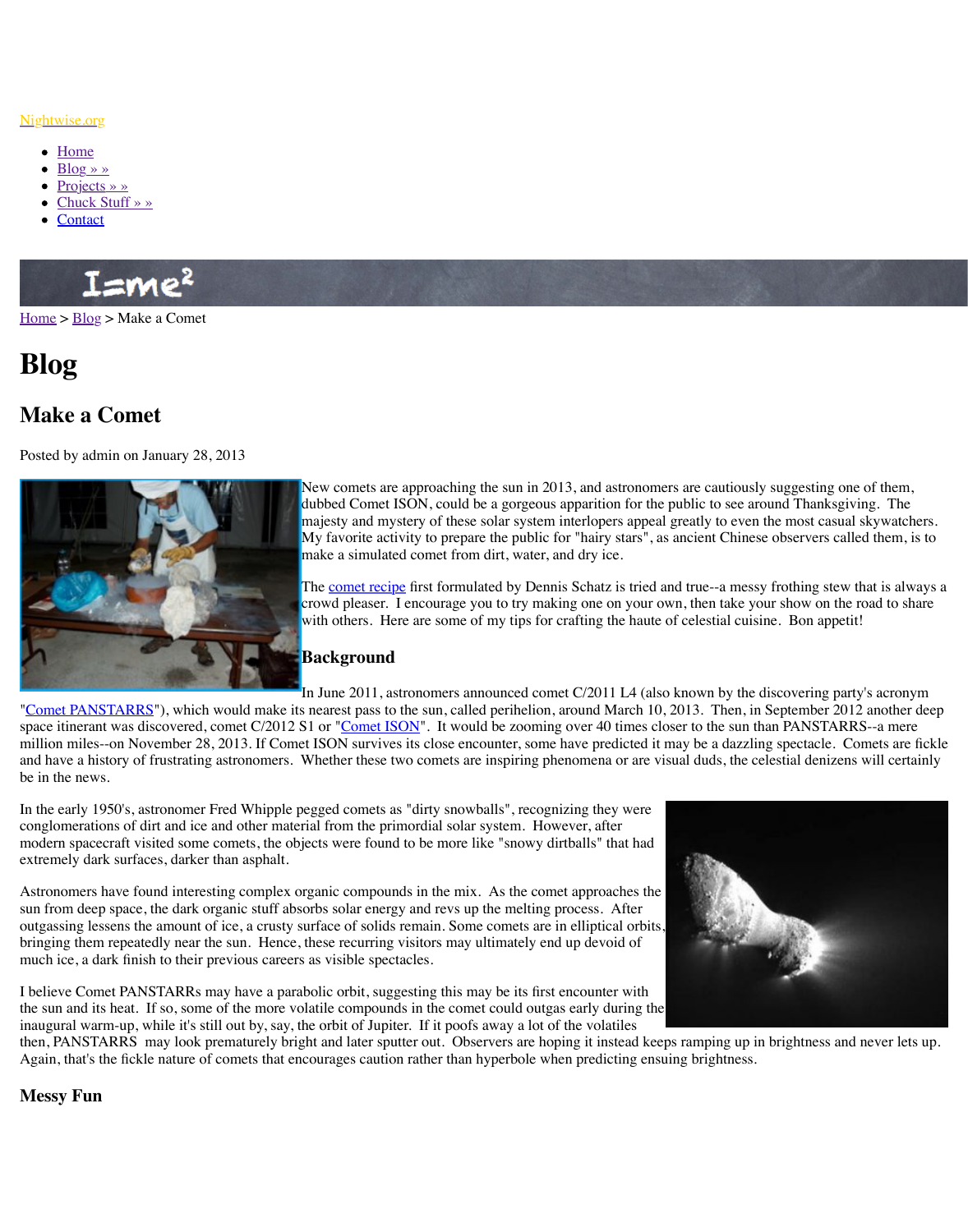Nightwise.org

- Home
- Blog » »
- Projects » »
- Chuck Stuff » »
- Contact

Home > Blog > Make a Comet

# Blog

## Make a Comet

Posted by admin on January 28, 2013

New comets are approaching the sun in 2013, and astronomers are cautiously suggesting one of them, dubbed Comet ISON, could be a gorgeous apparition for the public to see around Thanksgiving. The majesty and mystery of these solar system interlopers appeal greatly to even the most casual skywatchers. My favorite activity to prepare the public for "hairy stars", as ancient Chinese observers called them, is to make a simulated comet from dirt, water, and dry ice.

The comet recipe first formulated by Dennis Schatz is tried and true--a messy frothing stew that is always a crowd pleaser. I encourage you to try making one on your own, then take your show on the road to share with others. Here are some of my tips for crafting the haute of celestial cuisine. Bon appetit!

### Background

In June 2011, astronomers announced comet C/2011 L4 (also known by the discovering party's acronym "Comet PANSTARRS"), which would make its nearest pass to the sun, called perihelion, around March 10, 2013. Then, in September 2012 another deep space itinerant was discovered, comet C/2012 S1 or "Comet ISON". It would be zooming over 40 times closer to the sun than PANSTARRS--a mere million miles--on November 28, 2013. If Comet ISON survives its close encounter, some have predicted it may be a dazzling spectacle. Comets are fickle and have a history of frustrating astronomers. Whether these two comets are inspiring phenomena or are visual duds, the celestial denizens will certainly be in the news.

In the early 1950's, astronomer Fred Whipple pegged comets as "dirty snowballs", recognizing they were conglomerations of dirt and ice and other material from the primordial solar system. However, after modern spacecraft visited some comets, the objects were found to be more like "snowy dirtballs" that had extremely dark surfaces, darker than asphalt.

Astronomers have found interesting complex organic compounds in the mix. As the comet approaches the sun from deep space, the dark organic stuff absorbs solar energy and revs up the melting process. After outgassing lessens the amount of ice, a crusty surface of solids remain. Some comets are in elliptical orbits, bringing them repeatedly near the sun. Hence, these recurring visitors may ultimately end up devoid of much ice, a dark finish to their previous careers as visible spectacles.

I believe Comet PANSTARRs may have a parabolic orbit, suggesting this may be its first encounter with the sun and its heat. If so, some of the more volatile compounds in the comet could outgas early during the inaugural warm-up, while it's still out by, say, the orbit of Jupiter. If it poofs away a lot of the volatiles then, PANSTARRS may look prematurely bright and later sputter out. Observers are hoping it instead keeps ramping up in brightness and never lets up. Again, that's the fickle nature of comets that encourages caution rather than hyperbole when predicting ensuing brightness.

### Messy Fun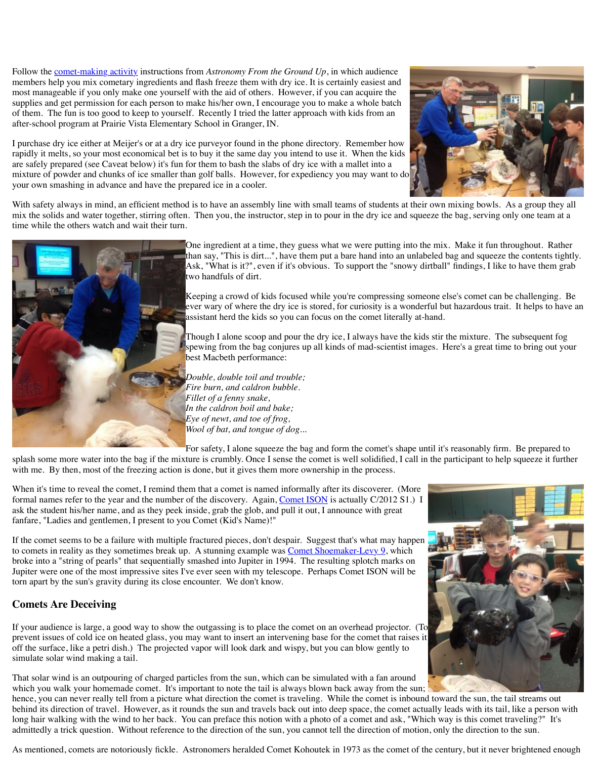Follow the comet-making activity instructions from *Astronomy From the Ground Up*, in which audience members help you mix cometary ingredients and flash freeze them with dry ice. It is certainly easiest and most manageable if you only make one yourself with the aid of others. However, if you can acquire the supplies and get permission for each person to make his/her own, I encourage you to make a whole batch of them. The fun is too good to keep to yourself. Recently I tried the latter approach with kids from an after-school program at Prairie Vista Elementary School in Granger, IN.

I purchase dry ice either at Meijer's or at a dry ice purveyor found in the phone directory. Remember how rapidly it melts, so your most economical bet is to buy it the same day you intend to use it. When the kids are safely prepared (see Caveat below) it's fun for them to bash the slabs of dry ice with a mallet into a mixture of powder and chunks of ice smaller than golf balls. However, for expediency you may want to do your own smashing in advance and have the prepared ice in a cooler.

With safety always in mind, an efficient method is to have an assembly line with small teams of students at their own mixing bowls. As a group they all mix the solids and water together, stirring often. Then you, the instructor, step in to pour in the dry ice and squeeze the bag, serving only one team at a time while the others watch and wait their turn.

One ingredient at a time, they guess what we were putting into the mix. Make it fun throughout. Rather than say, "This is dirt...", have them put a bare hand into an unlabeled bag and squeeze the contents tightly. Ask, "What is it?", even if it's obvious. To support the "snowy dirtball" findings, I like to have them grab two handfuls of dirt.

Keeping a crowd of kids focused while you're compressing someone else's comet can be challenging. Be ever wary of where the dry ice is stored, for curiosity is a wonderful but hazardous trait. It helps to have an assistant herd the kids so you can focus on the comet literally at-hand.

Though I alone scoop and pour the dry ice, I always have the kids stir the mixture. The subsequent fog spewing from the bag conjures up all kinds of mad-scientist images. Here's a great time to bring out your best Macbeth performance:

*Double, double toil and trouble;*
*Fire burn, and caldron bubble.*
*Fillet of a fenny snake,*
*In the caldron boil and bake;*
*Eye of newt, and toe of frog,*
*Wool of bat, and tongue of dog...*

For safety, I alone squeeze the bag and form the comet's shape until it's reasonably firm. Be prepared to splash some more water into the bag if the mixture is crumbly. Once I sense the comet is well solidified, I call in the participant to help squeeze it further with me. By then, most of the freezing action is done, but it gives them more ownership in the process.

When it's time to reveal the comet, I remind them that a comet is named informally after its discoverer. (More formal names refer to the year and the number of the discovery. Again, Comet ISON is actually C/2012 S1.) I ask the student his/her name, and as they peek inside, grab the glob, and pull it out, I announce with great fanfare, "Ladies and gentlemen, I present to you Comet (Kid's Name)!"

If the comet seems to be a failure with multiple fractured pieces, don't despair. Suggest that's what may happen to comets in reality as they sometimes break up. A stunning example was Comet Shoemaker-Levy 9, which broke into a "string of pearls" that sequentially smashed into Jupiter in 1994. The resulting splotch marks on Jupiter were one of the most impressive sites I've ever seen with my telescope. Perhaps Comet ISON will be torn apart by the sun's gravity during its close encounter. We don't know.

## Comets Are Deceiving

If your audience is large, a good way to show the outgassing is to place the comet on an overhead projector. (To prevent issues of cold ice on heated glass, you may want to insert an intervening base for the comet that raises it off the surface, like a petri dish.) The projected vapor will look dark and wispy, but you can blow gently to simulate solar wind making a tail.

That solar wind is an outpouring of charged particles from the sun, which can be simulated with a fan around which you walk your homemade comet. It's important to note the tail is always blown back away from the sun; hence, you can never really tell from a picture what direction the comet is traveling. While the comet is inbound toward the sun, the tail streams out behind its direction of travel. However, as it rounds the sun and travels back out into deep space, the comet actually leads with its tail, like a person with long hair walking with the wind to her back. You can preface this notion with a photo of a comet and ask, "Which way is this comet traveling?" It's admittedly a trick question. Without reference to the direction of the sun, you cannot tell the direction of motion, only the direction to the sun.

As mentioned, comets are notoriously fickle. Astronomers heralded Comet Kohoutek in 1973 as the comet of the century, but it never brightened enough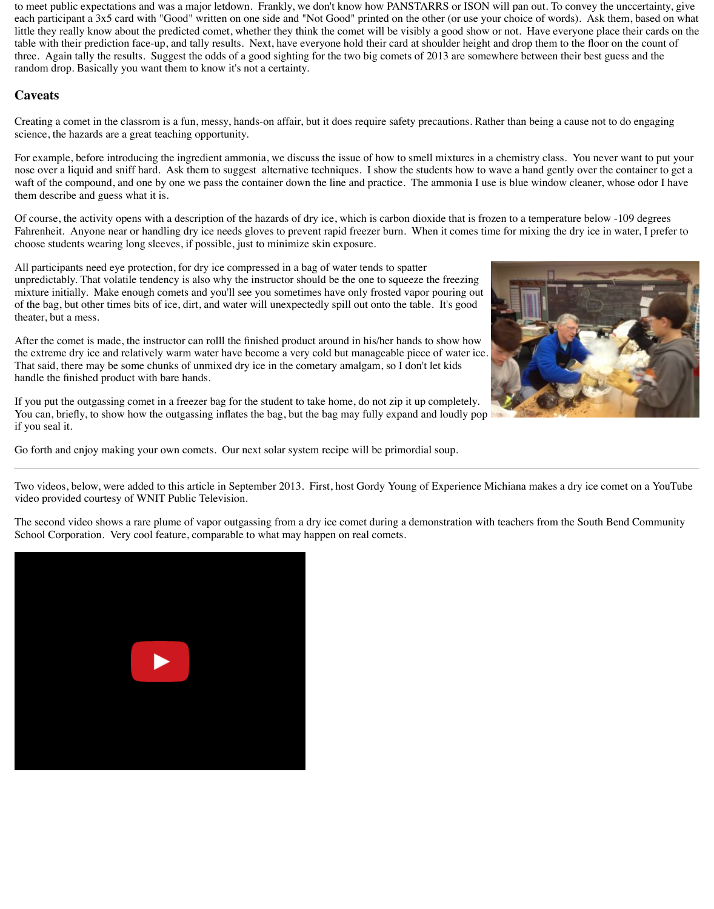to meet public expectations and was a major letdown.  Frankly, we don't know how PANSTARRS or ISON will pan out. To convey the unccertainty, give each participant a 3x5 card with "Good" written on one side and "Not Good" printed on the other (or use your choice of words).  Ask them, based on what little they really know about the predicted comet, whether they think the comet will be visibly a good show or not.  Have everyone place their cards on the table with their prediction face-up, and tally results.  Next, have everyone hold their card at shoulder height and drop them to the floor on the count of three.  Again tally the results.  Suggest the odds of a good sighting for the two big comets of 2013 are somewhere between their best guess and the random drop. Basically you want them to know it's not a certainty.

## Caveats

Creating a comet in the classrom is a fun, messy, hands-on affair, but it does require safety precautions. Rather than being a cause not to do engaging science, the hazards are a great teaching opportunity.

For example, before introducing the ingredient ammonia, we discuss the issue of how to smell mixtures in a chemistry class.  You never want to put your nose over a liquid and sniff hard.  Ask them to suggest  alternative techniques.  I show the students how to wave a hand gently over the container to get a waft of the compound, and one by one we pass the container down the line and practice.  The ammonia I use is blue window cleaner, whose odor I have them describe and guess what it is.

Of course, the activity opens with a description of the hazards of dry ice, which is carbon dioxide that is frozen to a temperature below -109 degrees Fahrenheit.  Anyone near or handling dry ice needs gloves to prevent rapid freezer burn.  When it comes time for mixing the dry ice in water, I prefer to choose students wearing long sleeves, if possible, just to minimize skin exposure.

All participants need eye protection, for dry ice compressed in a bag of water tends to spatter unpredictably. That volatile tendency is also why the instructor should be the one to squeeze the freezing mixture initially.  Make enough comets and you'll see you sometimes have only frosted vapor pouring out of the bag, but other times bits of ice, dirt, and water will unexpectedly spill out onto the table.  It's good theater, but a mess.

After the comet is made, the instructor can rolll the finished product around in his/her hands to show how the extreme dry ice and relatively warm water have become a very cold but manageable piece of water ice. That said, there may be some chunks of unmixed dry ice in the cometary amalgam, so I don't let kids handle the finished product with bare hands.

If you put the outgassing comet in a freezer bag for the student to take home, do not zip it up completely. You can, briefly, to show how the outgassing inflates the bag, but the bag may fully expand and loudly pop if you seal it.

Go forth and enjoy making your own comets.  Our next solar system recipe will be primordial soup.

---

Two videos, below, were added to this article in September 2013.  First, host Gordy Young of Experience Michiana makes a dry ice comet on a YouTube video provided courtesy of WNIT Public Television.

The second video shows a rare plume of vapor outgassing from a dry ice comet during a demonstration with teachers from the South Bend Community School Corporation.  Very cool feature, comparable to what may happen on real comets.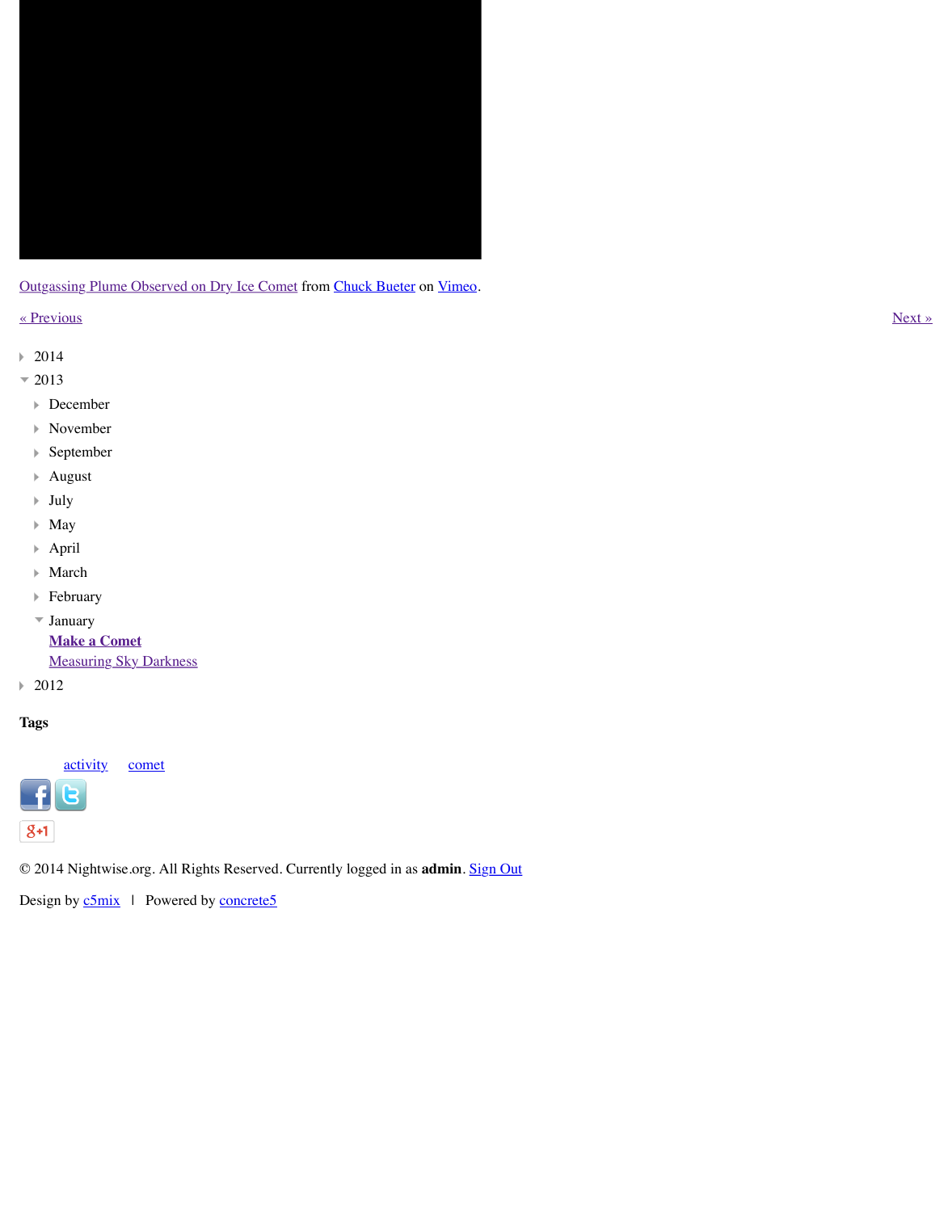Outgassing Plume Observed on Dry Ice Comet from Chuck Bueter on Vimeo.

« Previous

Next »

- 2014
- 2013
  - December
  - November
  - September
  - August
  - July
  - May
  - April
  - March
  - February
  - January
    - **Make a Comet**
    - Measuring Sky Darkness
- 2012

**Tags**

activity comet

© 2014 Nightwise.org. All Rights Reserved. Currently logged in as **admin**. Sign Out

Design by c5mix | Powered by concrete5